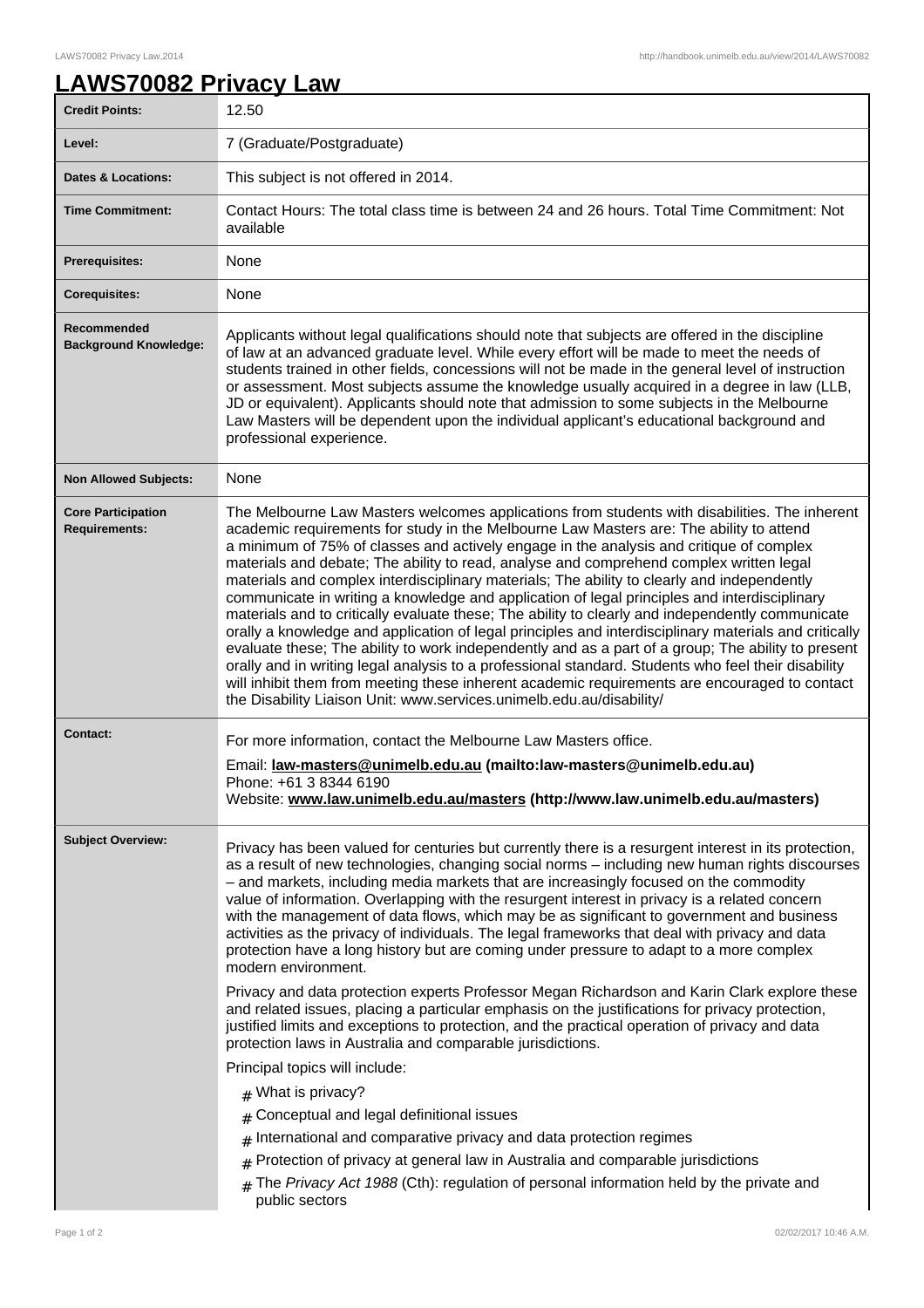# LAWS70082 Privacy Law

| | |
|---|---|
| **Credit Points:** | 12.50 |
| **Level:** | 7 (Graduate/Postgraduate) |
| **Dates & Locations:** | This subject is not offered in 2014. |
| **Time Commitment:** | Contact Hours: The total class time is between 24 and 26 hours. Total Time Commitment: Not available |
| **Prerequisites:** | None |
| **Corequisites:** | None |
| **Recommended Background Knowledge:** | Applicants without legal qualifications should note that subjects are offered in the discipline of law at an advanced graduate level. While every effort will be made to meet the needs of students trained in other fields, concessions will not be made in the general level of instruction or assessment. Most subjects assume the knowledge usually acquired in a degree in law (LLB, JD or equivalent). Applicants should note that admission to some subjects in the Melbourne Law Masters will be dependent upon the individual applicant's educational background and professional experience. |
| **Non Allowed Subjects:** | None |
| **Core Participation Requirements:** | The Melbourne Law Masters welcomes applications from students with disabilities. The inherent academic requirements for study in the Melbourne Law Masters are: The ability to attend a minimum of 75% of classes and actively engage in the analysis and critique of complex materials and debate; The ability to read, analyse and comprehend complex written legal materials and complex interdisciplinary materials; The ability to clearly and independently communicate in writing a knowledge and application of legal principles and interdisciplinary materials and to critically evaluate these; The ability to clearly and independently communicate orally a knowledge and application of legal principles and interdisciplinary materials and critically evaluate these; The ability to work independently and as a part of a group; The ability to present orally and in writing legal analysis to a professional standard. Students who feel their disability will inhibit them from meeting these inherent academic requirements are encouraged to contact the Disability Liaison Unit: www.services.unimelb.edu.au/disability/ |
| **Contact:** | For more information, contact the Melbourne Law Masters office.<br>Email: **law-masters@unimelb.edu.au (mailto:law-masters@unimelb.edu.au)**<br>Phone: +61 3 8344 6190<br>Website: **www.law.unimelb.edu.au/masters (http://www.law.unimelb.edu.au/masters)** |
| **Subject Overview:** | Privacy has been valued for centuries but currently there is a resurgent interest in its protection, as a result of new technologies, changing social norms – including new human rights discourses – and markets, including media markets that are increasingly focused on the commodity value of information. Overlapping with the resurgent interest in privacy is a related concern with the management of data flows, which may be as significant to government and business activities as the privacy of individuals. The legal frameworks that deal with privacy and data protection have a long history but are coming under pressure to adapt to a more complex modern environment.<br><br>Privacy and data protection experts Professor Megan Richardson and Karin Clark explore these and related issues, placing a particular emphasis on the justifications for privacy protection, justified limits and exceptions to protection, and the practical operation of privacy and data protection laws in Australia and comparable jurisdictions.<br><br>Principal topics will include:<br># What is privacy?<br># Conceptual and legal definitional issues<br># International and comparative privacy and data protection regimes<br># Protection of privacy at general law in Australia and comparable jurisdictions<br># The *Privacy Act 1988* (Cth): regulation of personal information held by the private and public sectors |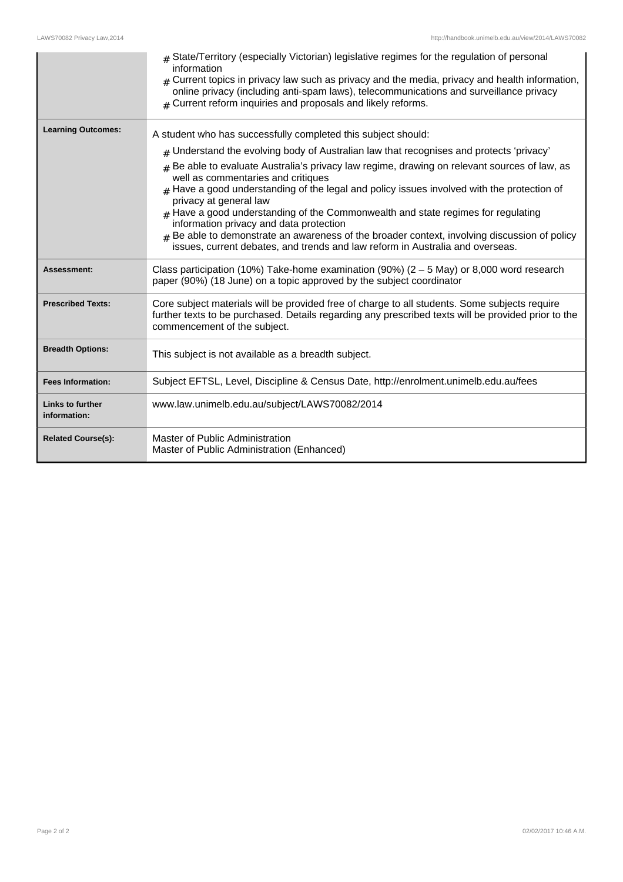| | |
|---|---|
| | # State/Territory (especially Victorian) legislative regimes for the regulation of personal information<br># Current topics in privacy law such as privacy and the media, privacy and health information, online privacy (including anti-spam laws), telecommunications and surveillance privacy<br># Current reform inquiries and proposals and likely reforms. |
| **Learning Outcomes:** | A student who has successfully completed this subject should:<br># Understand the evolving body of Australian law that recognises and protects 'privacy'<br># Be able to evaluate Australia's privacy law regime, drawing on relevant sources of law, as well as commentaries and critiques<br># Have a good understanding of the legal and policy issues involved with the protection of privacy at general law<br># Have a good understanding of the Commonwealth and state regimes for regulating information privacy and data protection<br># Be able to demonstrate an awareness of the broader context, involving discussion of policy issues, current debates, and trends and law reform in Australia and overseas. |
| **Assessment:** | Class participation (10%) Take-home examination (90%) (2 – 5 May) or 8,000 word research paper (90%) (18 June) on a topic approved by the subject coordinator |
| **Prescribed Texts:** | Core subject materials will be provided free of charge to all students. Some subjects require further texts to be purchased. Details regarding any prescribed texts will be provided prior to the commencement of the subject. |
| **Breadth Options:** | This subject is not available as a breadth subject. |
| **Fees Information:** | Subject EFTSL, Level, Discipline & Census Date, http://enrolment.unimelb.edu.au/fees |
| **Links to further information:** | www.law.unimelb.edu.au/subject/LAWS70082/2014 |
| **Related Course(s):** | Master of Public Administration<br>Master of Public Administration (Enhanced) |